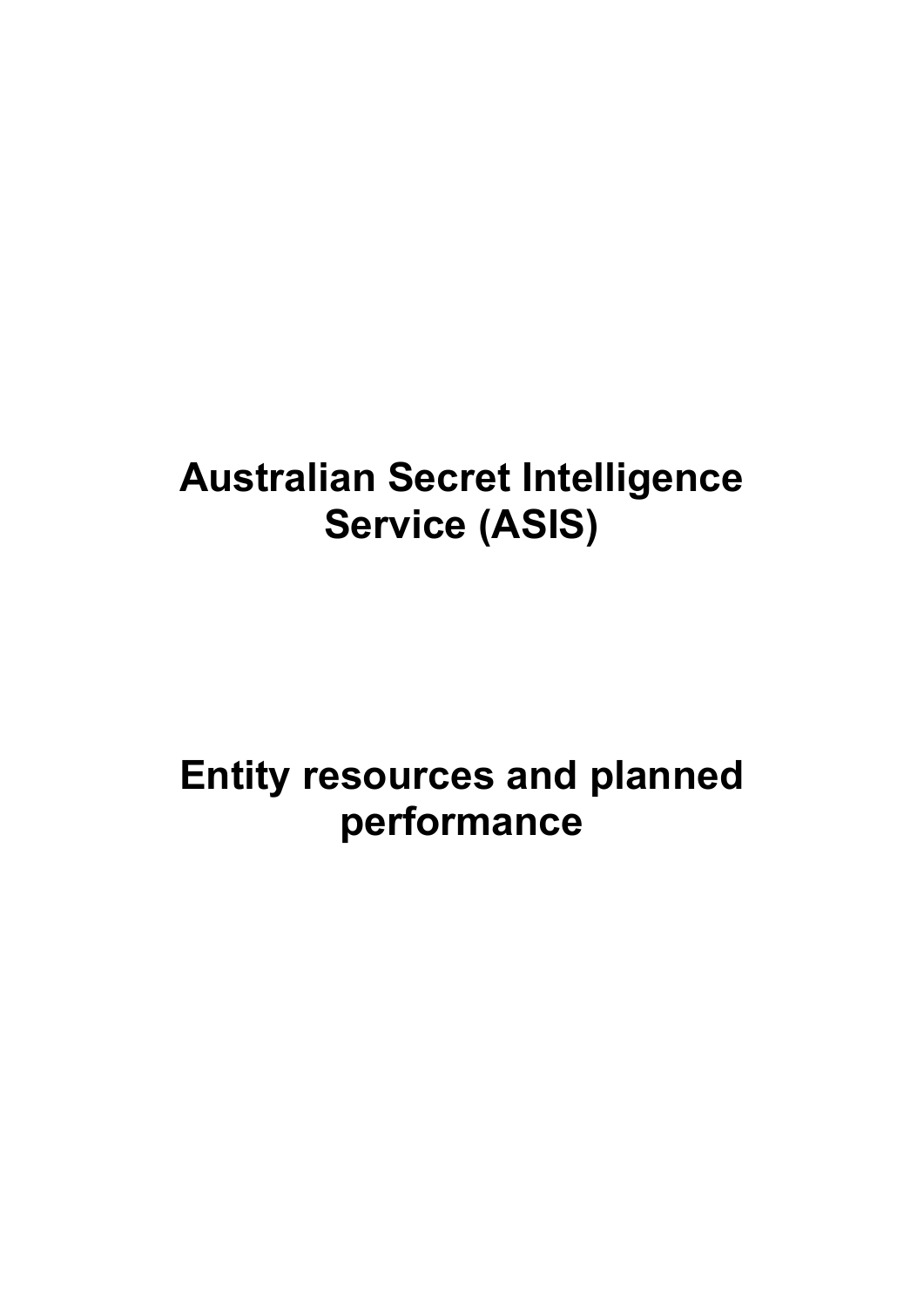# Australian Secret Intelligence Service (ASIS)

# Entity resources and planned performance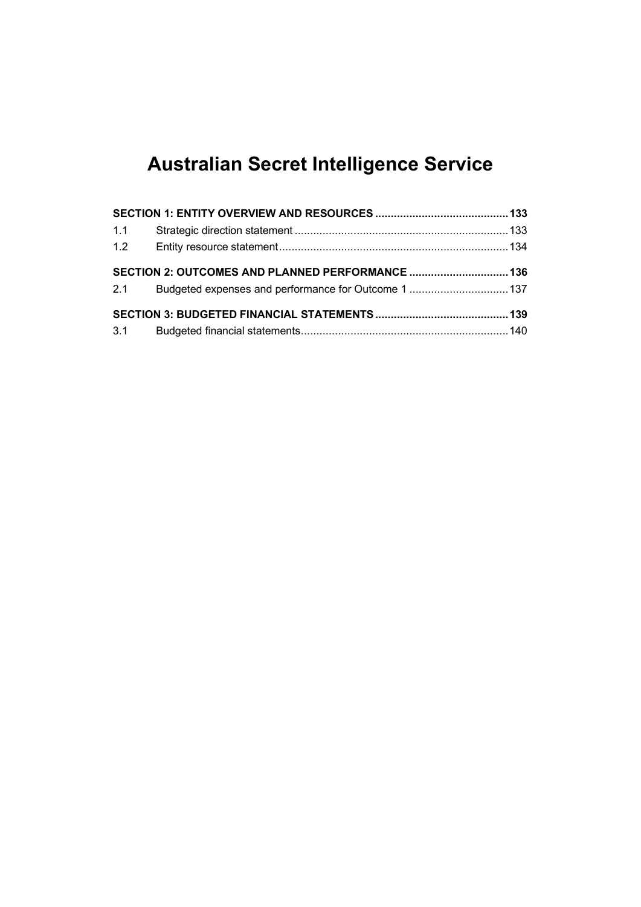# Australian Secret Intelligence Service

**SECTION 1: ENTITY OVERVIEW AND RESOURCES ........................................... 133**

1.1 Strategic direction statement ..................................................................... 133

1.2 Entity resource statement .......................................................................... 134

**SECTION 2: OUTCOMES AND PLANNED PERFORMANCE ................................ 136**

2.1 Budgeted expenses and performance for Outcome 1 ................................ 137

**SECTION 3: BUDGETED FINANCIAL STATEMENTS ........................................... 139**

3.1 Budgeted financial statements .................................................................. 140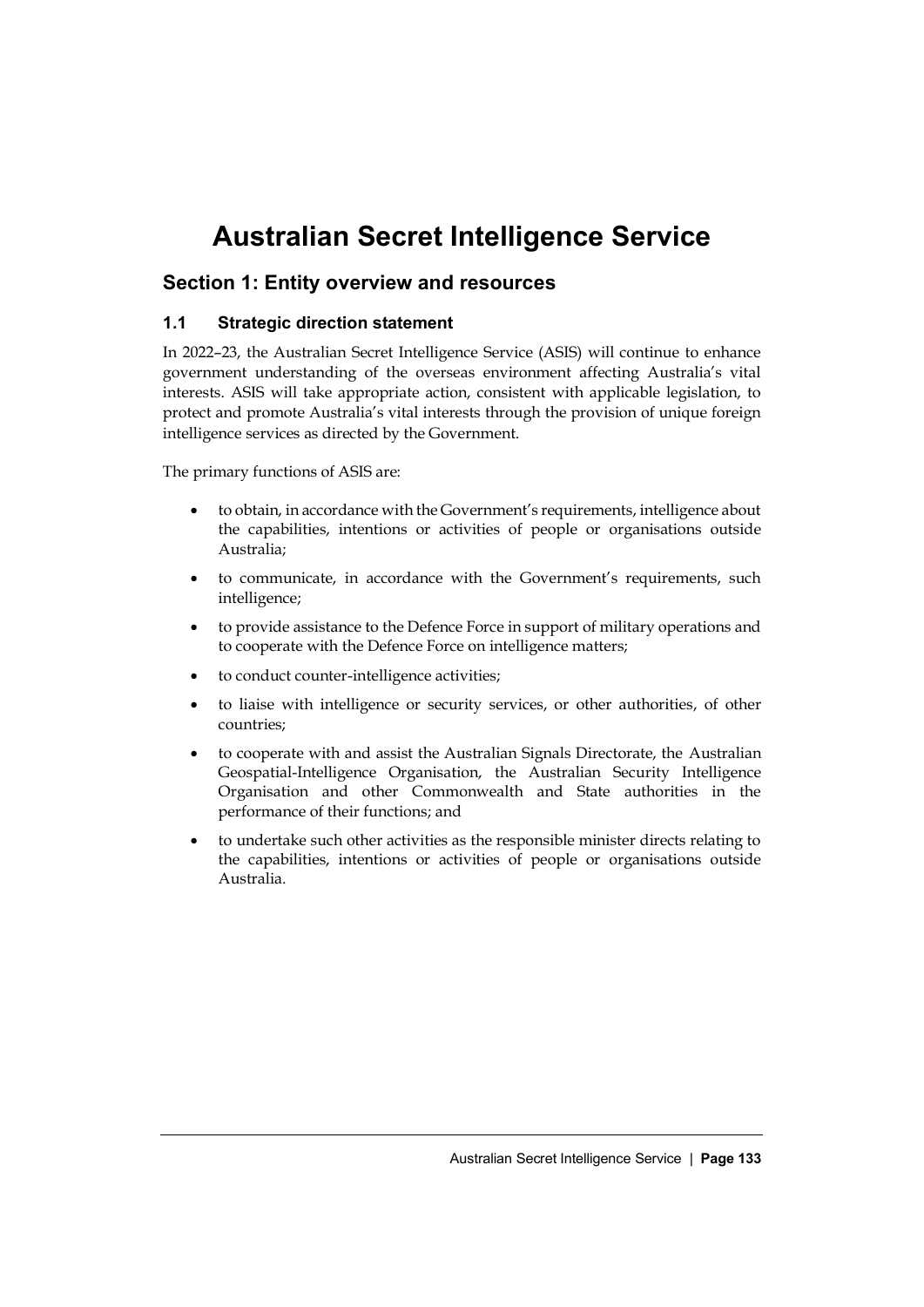# Australian Secret Intelligence Service

## Section 1: Entity overview and resources

### 1.1 Strategic direction statement

In 2022–23, the Australian Secret Intelligence Service (ASIS) will continue to enhance government understanding of the overseas environment affecting Australia's vital interests. ASIS will take appropriate action, consistent with applicable legislation, to protect and promote Australia's vital interests through the provision of unique foreign intelligence services as directed by the Government.

The primary functions of ASIS are:

- to obtain, in accordance with the Government's requirements, intelligence about the capabilities, intentions or activities of people or organisations outside Australia;
- to communicate, in accordance with the Government's requirements, such intelligence;
- to provide assistance to the Defence Force in support of military operations and to cooperate with the Defence Force on intelligence matters;
- to conduct counter-intelligence activities;
- to liaise with intelligence or security services, or other authorities, of other countries;
- to cooperate with and assist the Australian Signals Directorate, the Australian Geospatial-Intelligence Organisation, the Australian Security Intelligence Organisation and other Commonwealth and State authorities in the performance of their functions; and
- to undertake such other activities as the responsible minister directs relating to the capabilities, intentions or activities of people or organisations outside Australia.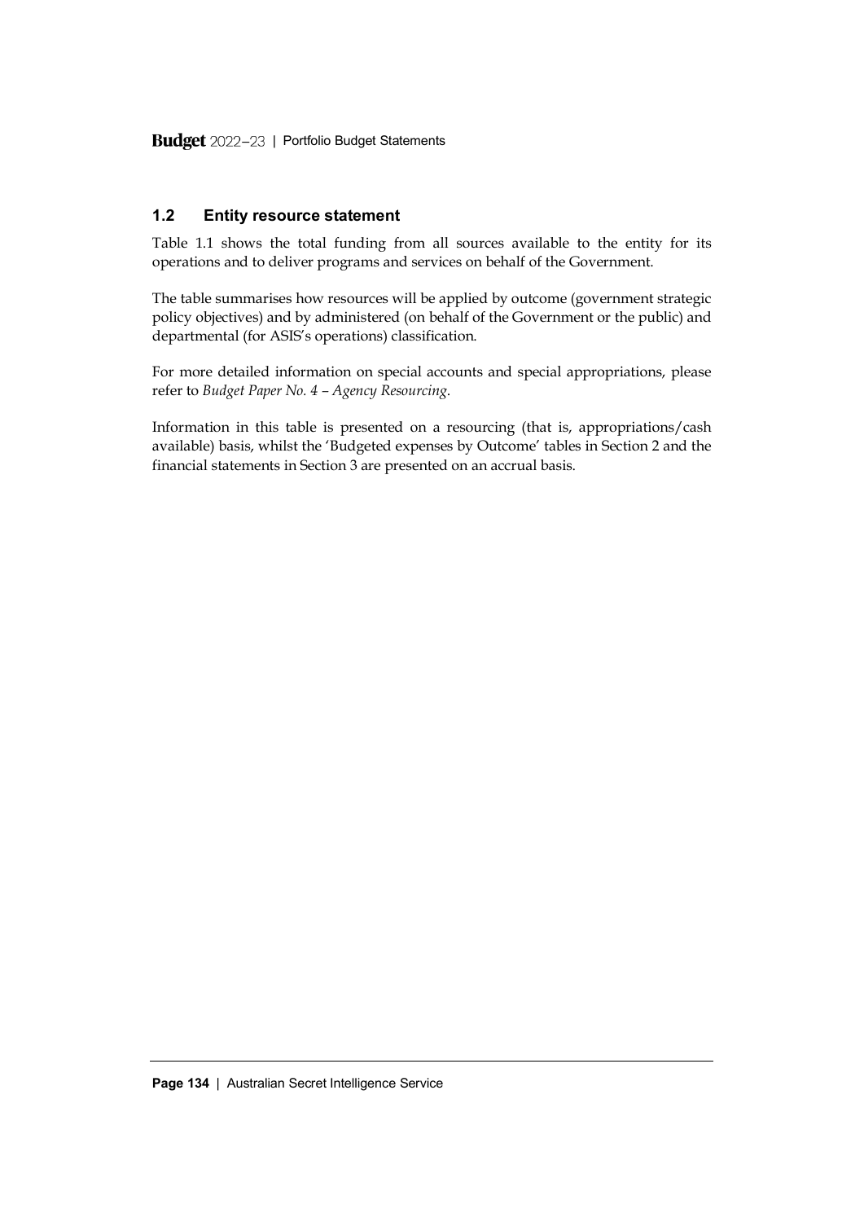## 1.2 Entity resource statement

Table 1.1 shows the total funding from all sources available to the entity for its operations and to deliver programs and services on behalf of the Government.

The table summarises how resources will be applied by outcome (government strategic policy objectives) and by administered (on behalf of the Government or the public) and departmental (for ASIS's operations) classification.

For more detailed information on special accounts and special appropriations, please refer to *Budget Paper No. 4 – Agency Resourcing*.

Information in this table is presented on a resourcing (that is, appropriations/cash available) basis, whilst the 'Budgeted expenses by Outcome' tables in Section 2 and the financial statements in Section 3 are presented on an accrual basis.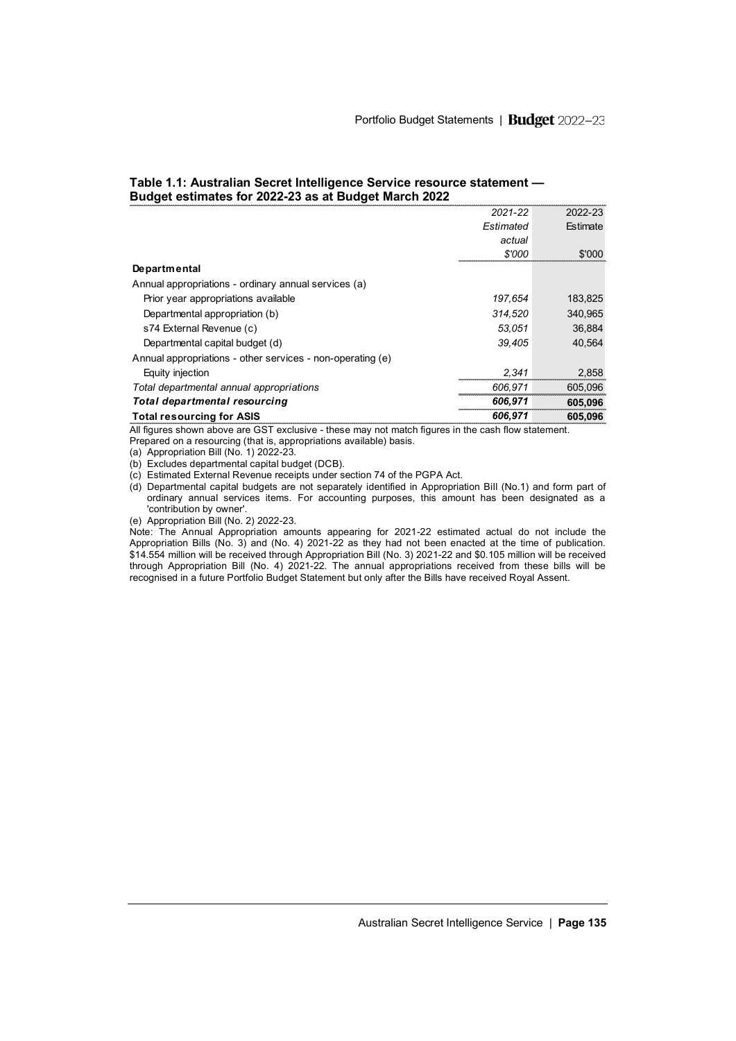**Table 1.1: Australian Secret Intelligence Service resource statement — Budget estimates for 2022-23 as at Budget March 2022**

| | *2021-22 Estimated actual $'000* | 2022-23 Estimate $'000 |
|---|---|---|
| **Departmental** | | |
| Annual appropriations - ordinary annual services (a) | | |
| Prior year appropriations available | *197,654* | 183,825 |
| Departmental appropriation (b) | *314,520* | 340,965 |
| s74 External Revenue (c) | *53,051* | 36,884 |
| Departmental capital budget (d) | *39,405* | 40,564 |
| Annual appropriations - other services - non-operating (e) | | |
| Equity injection | *2,341* | 2,858 |
| *Total departmental annual appropriations* | *606,971* | 605,096 |
| ***Total departmental resourcing*** | ***606,971*** | **605,096** |
| **Total resourcing for ASIS** | ***606,971*** | **605,096** |

All figures shown above are GST exclusive - these may not match figures in the cash flow statement.
Prepared on a resourcing (that is, appropriations available) basis.

(a) Appropriation Bill (No. 1) 2022-23.
(b) Excludes departmental capital budget (DCB).
(c) Estimated External Revenue receipts under section 74 of the PGPA Act.
(d) Departmental capital budgets are not separately identified in Appropriation Bill (No.1) and form part of ordinary annual services items. For accounting purposes, this amount has been designated as a 'contribution by owner'.
(e) Appropriation Bill (No. 2) 2022-23.

Note: The Annual Appropriation amounts appearing for 2021-22 estimated actual do not include the Appropriation Bills (No. 3) and (No. 4) 2021-22 as they had not been enacted at the time of publication. $14.554 million will be received through Appropriation Bill (No. 3) 2021-22 and $0.105 million will be received through Appropriation Bill (No. 4) 2021-22. The annual appropriations received from these bills will be recognised in a future Portfolio Budget Statement but only after the Bills have received Royal Assent.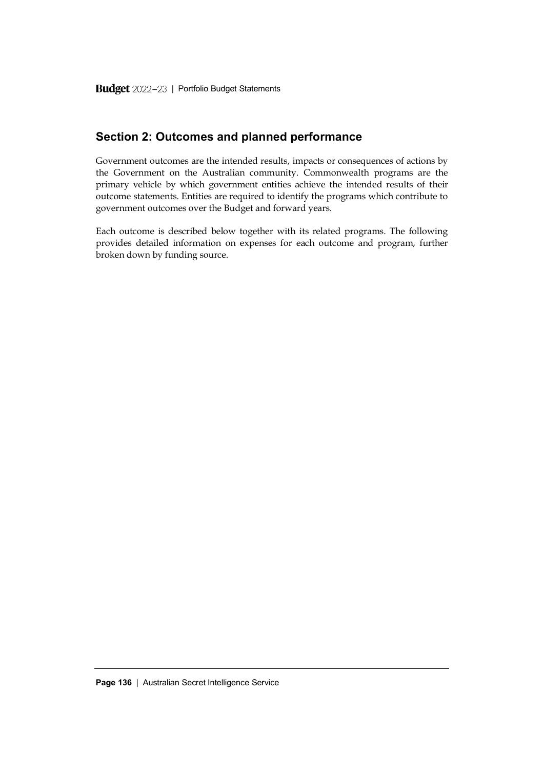## Section 2: Outcomes and planned performance

Government outcomes are the intended results, impacts or consequences of actions by the Government on the Australian community. Commonwealth programs are the primary vehicle by which government entities achieve the intended results of their outcome statements. Entities are required to identify the programs which contribute to government outcomes over the Budget and forward years.

Each outcome is described below together with its related programs. The following provides detailed information on expenses for each outcome and program, further broken down by funding source.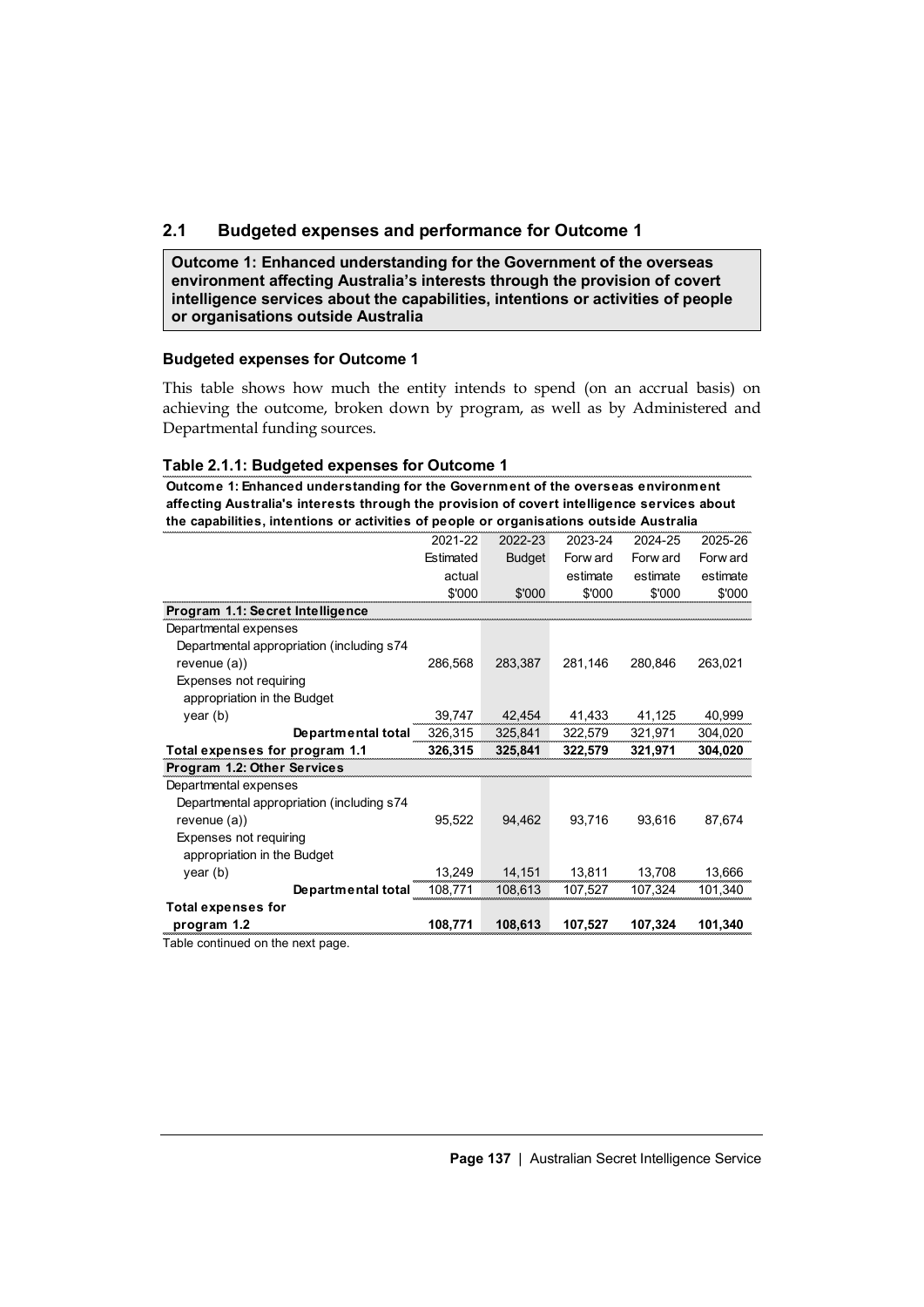## 2.1 Budgeted expenses and performance for Outcome 1

**Outcome 1: Enhanced understanding for the Government of the overseas environment affecting Australia's interests through the provision of covert intelligence services about the capabilities, intentions or activities of people or organisations outside Australia**

### Budgeted expenses for Outcome 1

This table shows how much the entity intends to spend (on an accrual basis) on achieving the outcome, broken down by program, as well as by Administered and Departmental funding sources.

**Table 2.1.1: Budgeted expenses for Outcome 1**

**Outcome 1: Enhanced understanding for the Government of the overseas environment affecting Australia's interests through the provision of covert intelligence services about the capabilities, intentions or activities of people or organisations outside Australia**

| | 2021-22 Estimated actual $'000 | 2022-23 Budget $'000 | 2023-24 Forward estimate $'000 | 2024-25 Forward estimate $'000 | 2025-26 Forward estimate $'000 |
|---|---|---|---|---|---|
| **Program 1.1: Secret Intelligence** | | | | | |
| Departmental expenses | | | | | |
| Departmental appropriation (including s74 revenue (a)) | 286,568 | 283,387 | 281,146 | 280,846 | 263,021 |
| Expenses not requiring appropriation in the Budget year (b) | 39,747 | 42,454 | 41,433 | 41,125 | 40,999 |
| **Departmental total** | 326,315 | 325,841 | 322,579 | 321,971 | 304,020 |
| **Total expenses for program 1.1** | **326,315** | **325,841** | **322,579** | **321,971** | **304,020** |
| **Program 1.2: Other Services** | | | | | |
| Departmental expenses | | | | | |
| Departmental appropriation (including s74 revenue (a)) | 95,522 | 94,462 | 93,716 | 93,616 | 87,674 |
| Expenses not requiring appropriation in the Budget year (b) | 13,249 | 14,151 | 13,811 | 13,708 | 13,666 |
| **Departmental total** | 108,771 | 108,613 | 107,527 | 107,324 | 101,340 |
| **Total expenses for program 1.2** | **108,771** | **108,613** | **107,527** | **107,324** | **101,340** |

Table continued on the next page.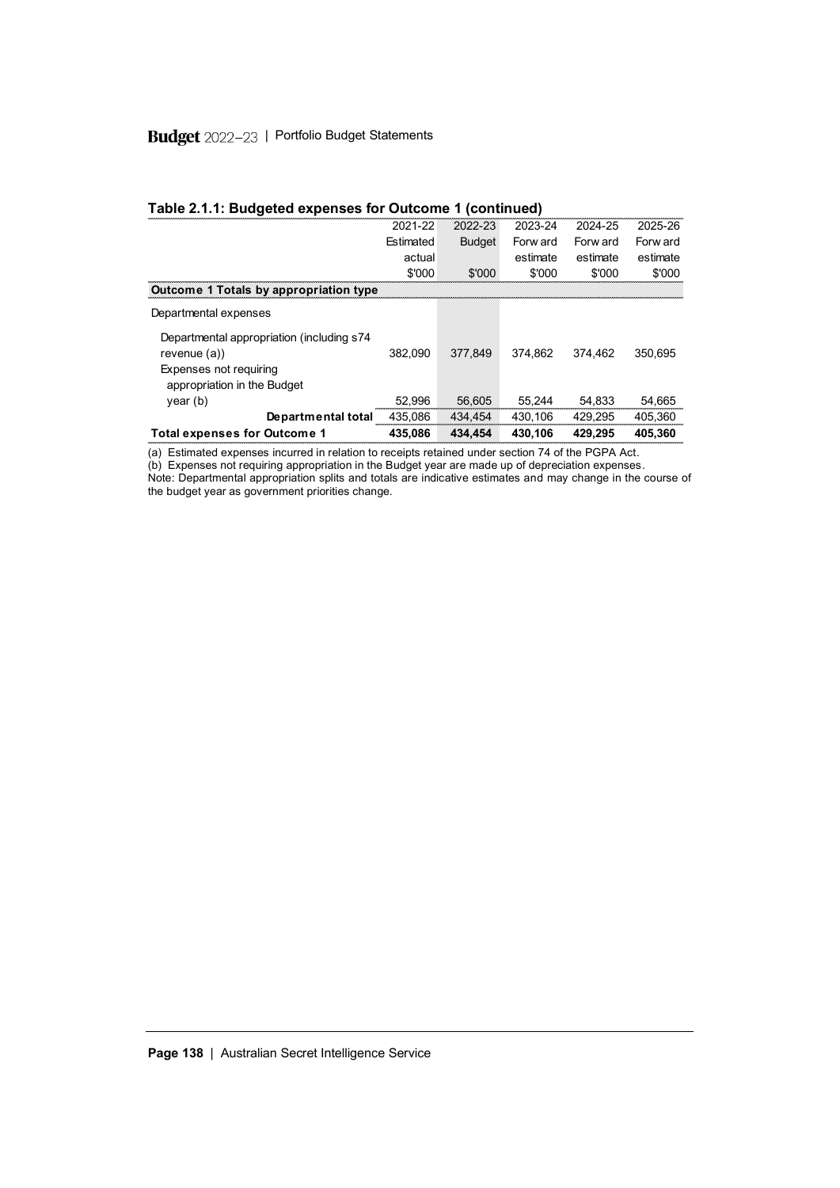**Table 2.1.1: Budgeted expenses for Outcome 1 (continued)**

| | 2021-22 Estimated actual $'000 | 2022-23 Budget $'000 | 2023-24 Forward estimate $'000 | 2024-25 Forward estimate $'000 | 2025-26 Forward estimate $'000 |
|---|---|---|---|---|---|
| **Outcome 1 Totals by appropriation type** | | | | | |
| Departmental expenses | | | | | |
| Departmental appropriation (including s74 revenue (a)) | 382,090 | 377,849 | 374,862 | 374,462 | 350,695 |
| Expenses not requiring appropriation in the Budget year (b) | 52,996 | 56,605 | 55,244 | 54,833 | 54,665 |
| **Departmental total** | 435,086 | 434,454 | 430,106 | 429,295 | 405,360 |
| **Total expenses for Outcome 1** | **435,086** | **434,454** | **430,106** | **429,295** | **405,360** |

(a) Estimated expenses incurred in relation to receipts retained under section 74 of the PGPA Act.
(b) Expenses not requiring appropriation in the Budget year are made up of depreciation expenses.
Note: Departmental appropriation splits and totals are indicative estimates and may change in the course of the budget year as government priorities change.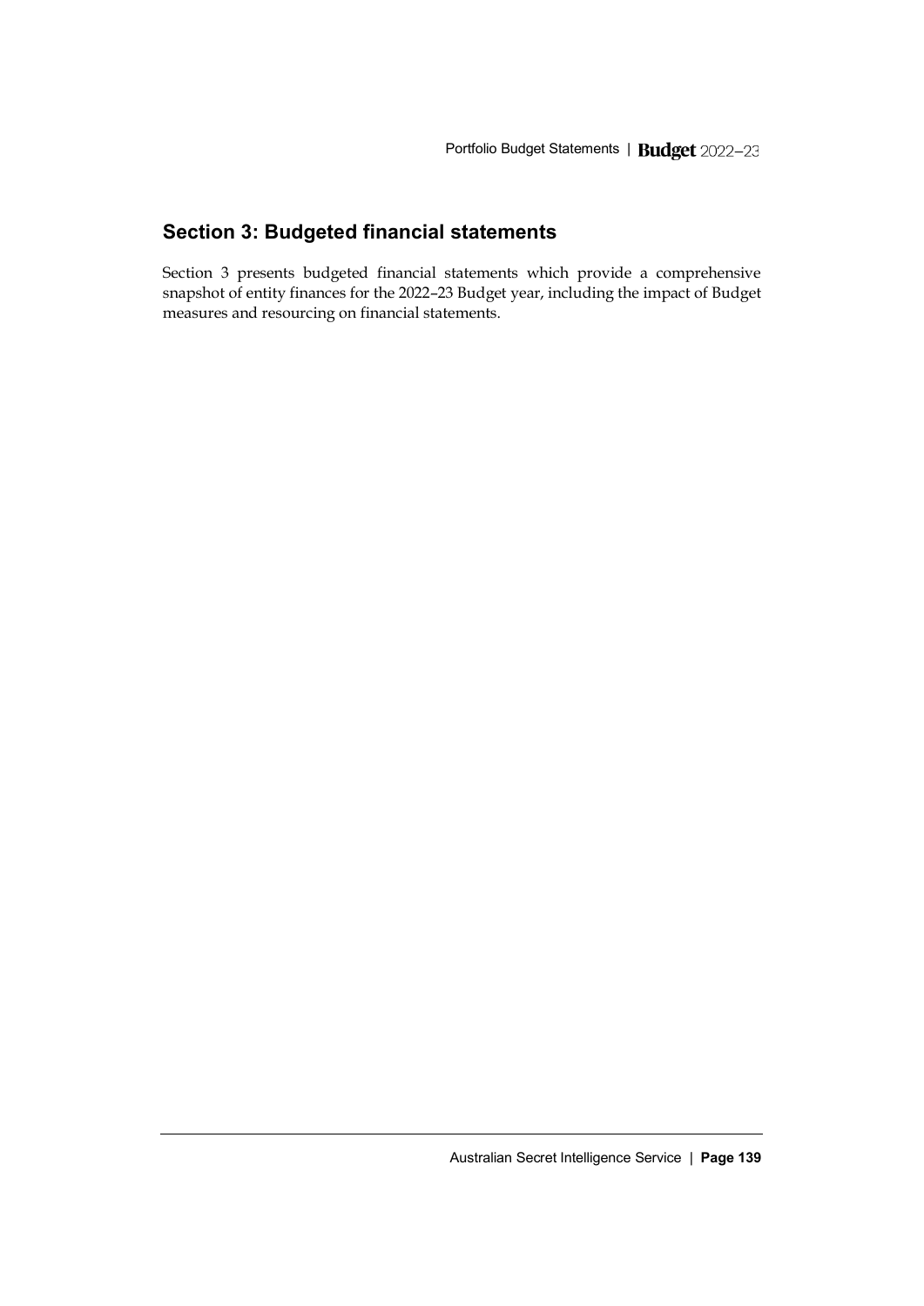## Section 3: Budgeted financial statements

Section 3 presents budgeted financial statements which provide a comprehensive snapshot of entity finances for the 2022–23 Budget year, including the impact of Budget measures and resourcing on financial statements.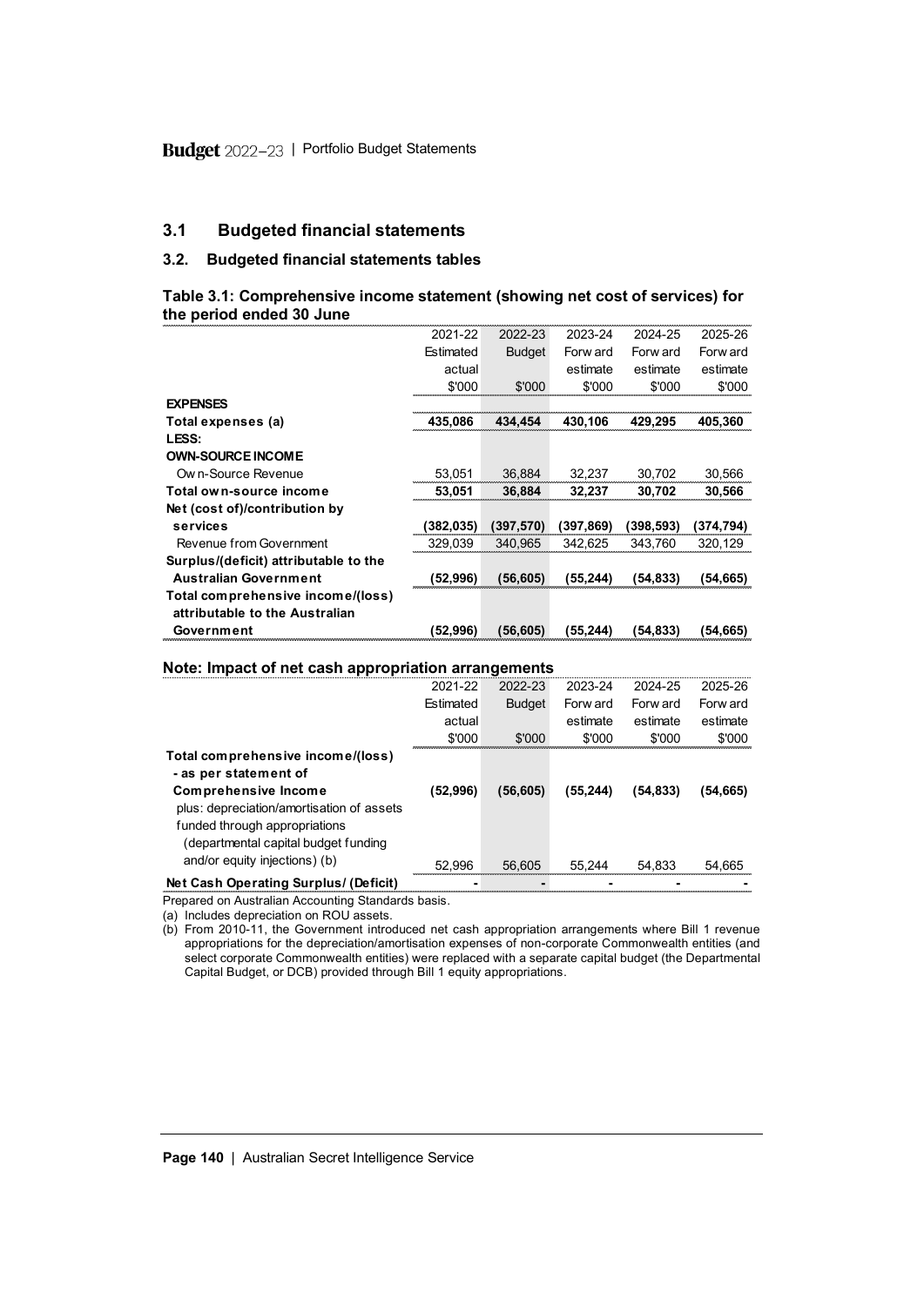## 3.1 Budgeted financial statements

### 3.2. Budgeted financial statements tables

**Table 3.1: Comprehensive income statement (showing net cost of services) for the period ended 30 June**

| | 2021-22 | 2022-23 | 2023-24 | 2024-25 | 2025-26 |
|---|---|---|---|---|---|
| | Estimated actual | Budget | Forward estimate | Forward estimate | Forward estimate |
| | $'000 | $'000 | $'000 | $'000 | $'000 |
| **EXPENSES** | | | | | |
| **Total expenses (a)** | **435,086** | **434,454** | **430,106** | **429,295** | **405,360** |
| **LESS:** | | | | | |
| **OWN-SOURCE INCOME** | | | | | |
| Own-Source Revenue | 53,051 | 36,884 | 32,237 | 30,702 | 30,566 |
| **Total own-source income** | **53,051** | **36,884** | **32,237** | **30,702** | **30,566** |
| **Net (cost of)/contribution by services** | **(382,035)** | **(397,570)** | **(397,869)** | **(398,593)** | **(374,794)** |
| Revenue from Government | 329,039 | 340,965 | 342,625 | 343,760 | 320,129 |
| **Surplus/(deficit) attributable to the Australian Government** | **(52,996)** | **(56,605)** | **(55,244)** | **(54,833)** | **(54,665)** |
| **Total comprehensive income/(loss) attributable to the Australian Government** | **(52,996)** | **(56,605)** | **(55,244)** | **(54,833)** | **(54,665)** |

**Note: Impact of net cash appropriation arrangements**

| | 2021-22 | 2022-23 | 2023-24 | 2024-25 | 2025-26 |
|---|---|---|---|---|---|
| | Estimated actual | Budget | Forward estimate | Forward estimate | Forward estimate |
| | $'000 | $'000 | $'000 | $'000 | $'000 |
| **Total comprehensive income/(loss) - as per statement of Comprehensive Income** | **(52,996)** | **(56,605)** | **(55,244)** | **(54,833)** | **(54,665)** |
| plus: depreciation/amortisation of assets funded through appropriations (departmental capital budget funding and/or equity injections) (b) | 52,996 | 56,605 | 55,244 | 54,833 | 54,665 |
| **Net Cash Operating Surplus/ (Deficit)** | - | - | - | - | - |

Prepared on Australian Accounting Standards basis.

(a) Includes depreciation on ROU assets.

(b) From 2010-11, the Government introduced net cash appropriation arrangements where Bill 1 revenue appropriations for the depreciation/amortisation expenses of non-corporate Commonwealth entities (and select corporate Commonwealth entities) were replaced with a separate capital budget (the Departmental Capital Budget, or DCB) provided through Bill 1 equity appropriations.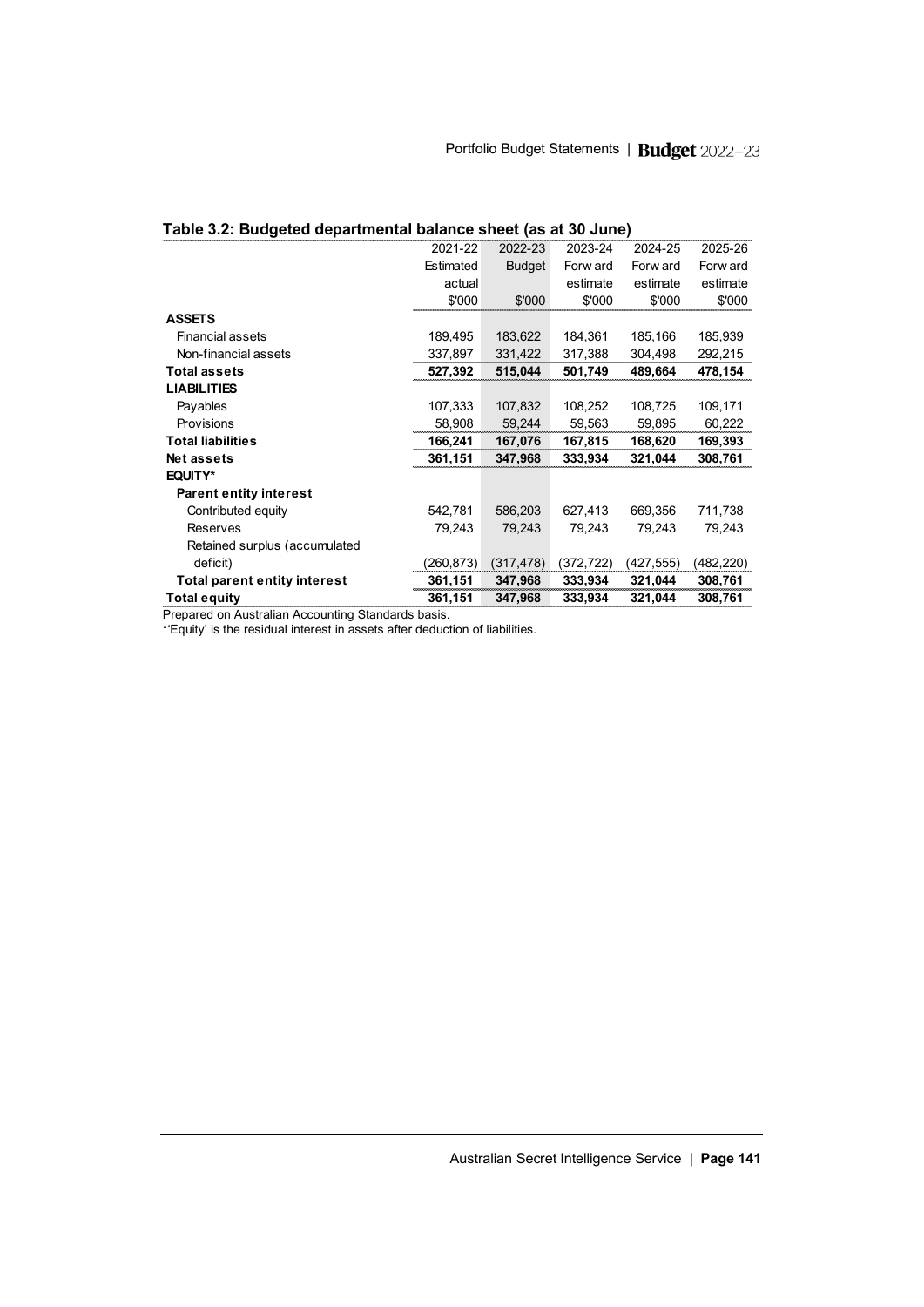### Table 3.2: Budgeted departmental balance sheet (as at 30 June)

| | 2021-22 Estimated actual $'000 | 2022-23 Budget $'000 | 2023-24 Forward estimate $'000 | 2024-25 Forward estimate $'000 | 2025-26 Forward estimate $'000 |
|---|---|---|---|---|---|
| **ASSETS** | | | | | |
| Financial assets | 189,495 | 183,622 | 184,361 | 185,166 | 185,939 |
| Non-financial assets | 337,897 | 331,422 | 317,388 | 304,498 | 292,215 |
| **Total assets** | **527,392** | **515,044** | **501,749** | **489,664** | **478,154** |
| **LIABILITIES** | | | | | |
| Payables | 107,333 | 107,832 | 108,252 | 108,725 | 109,171 |
| Provisions | 58,908 | 59,244 | 59,563 | 59,895 | 60,222 |
| **Total liabilities** | **166,241** | **167,076** | **167,815** | **168,620** | **169,393** |
| **Net assets** | **361,151** | **347,968** | **333,934** | **321,044** | **308,761** |
| **EQUITY*** | | | | | |
| **Parent entity interest** | | | | | |
| Contributed equity | 542,781 | 586,203 | 627,413 | 669,356 | 711,738 |
| Reserves | 79,243 | 79,243 | 79,243 | 79,243 | 79,243 |
| Retained surplus (accumulated deficit) | (260,873) | (317,478) | (372,722) | (427,555) | (482,220) |
| **Total parent entity interest** | **361,151** | **347,968** | **333,934** | **321,044** | **308,761** |
| **Total equity** | **361,151** | **347,968** | **333,934** | **321,044** | **308,761** |

Prepared on Australian Accounting Standards basis.

*'Equity' is the residual interest in assets after deduction of liabilities.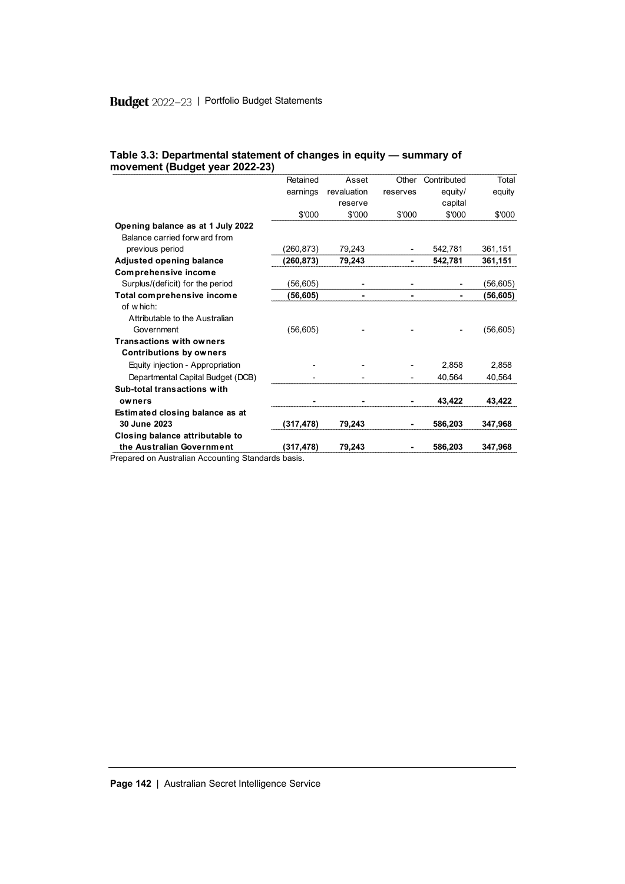### Table 3.3: Departmental statement of changes in equity — summary of movement (Budget year 2022-23)

| | Retained earnings | Asset revaluation reserve | Other reserves | Contributed equity/ capital | Total equity |
|---|---|---|---|---|---|
| | $'000 | $'000 | $'000 | $'000 | $'000 |
| **Opening balance as at 1 July 2022** | | | | | |
| Balance carried forward from previous period | (260,873) | 79,243 | - | 542,781 | 361,151 |
| **Adjusted opening balance** | **(260,873)** | **79,243** | **-** | **542,781** | **361,151** |
| **Comprehensive income** | | | | | |
| Surplus/(deficit) for the period | (56,605) | - | - | - | (56,605) |
| **Total comprehensive income** | **(56,605)** | **-** | **-** | **-** | **(56,605)** |
| of which: | | | | | |
| Attributable to the Australian Government | (56,605) | - | - | - | (56,605) |
| **Transactions with owners** | | | | | |
| **Contributions by owners** | | | | | |
| Equity injection - Appropriation | - | - | - | 2,858 | 2,858 |
| Departmental Capital Budget (DCB) | - | - | - | 40,564 | 40,564 |
| **Sub-total transactions with owners** | **-** | **-** | **-** | **43,422** | **43,422** |
| **Estimated closing balance as at 30 June 2023** | **(317,478)** | **79,243** | **-** | **586,203** | **347,968** |
| **Closing balance attributable to the Australian Government** | **(317,478)** | **79,243** | **-** | **586,203** | **347,968** |

Prepared on Australian Accounting Standards basis.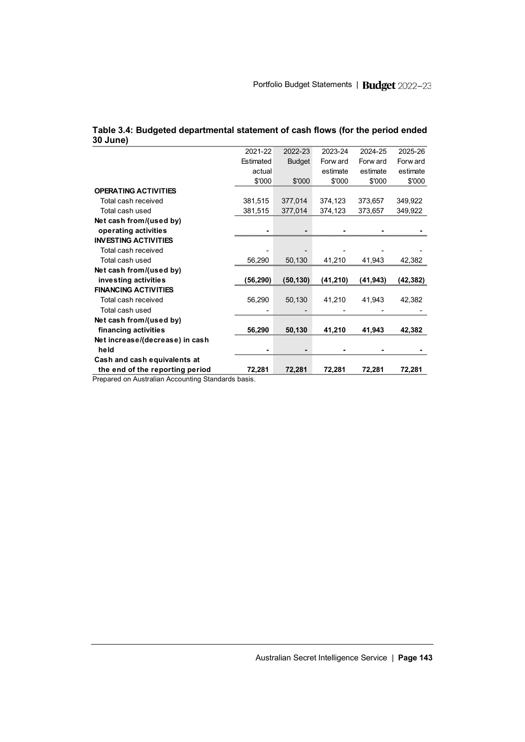**Table 3.4: Budgeted departmental statement of cash flows (for the period ended 30 June)**

| | 2021-22 Estimated actual $'000 | 2022-23 Budget $'000 | 2023-24 Forward estimate $'000 | 2024-25 Forward estimate $'000 | 2025-26 Forward estimate $'000 |
|---|---|---|---|---|---|
| **OPERATING ACTIVITIES** | | | | | |
| Total cash received | 381,515 | 377,014 | 374,123 | 373,657 | 349,922 |
| Total cash used | 381,515 | 377,014 | 374,123 | 373,657 | 349,922 |
| **Net cash from/(used by) operating activities** | **-** | **-** | **-** | **-** | **-** |
| **INVESTING ACTIVITIES** | | | | | |
| Total cash received | - | - | - | - | - |
| Total cash used | 56,290 | 50,130 | 41,210 | 41,943 | 42,382 |
| **Net cash from/(used by) investing activities** | **(56,290)** | **(50,130)** | **(41,210)** | **(41,943)** | **(42,382)** |
| **FINANCING ACTIVITIES** | | | | | |
| Total cash received | 56,290 | 50,130 | 41,210 | 41,943 | 42,382 |
| Total cash used | - | - | - | - | - |
| **Net cash from/(used by) financing activities** | **56,290** | **50,130** | **41,210** | **41,943** | **42,382** |
| **Net increase/(decrease) in cash held** | **-** | **-** | **-** | **-** | **-** |
| **Cash and cash equivalents at the end of the reporting period** | **72,281** | **72,281** | **72,281** | **72,281** | **72,281** |

Prepared on Australian Accounting Standards basis.